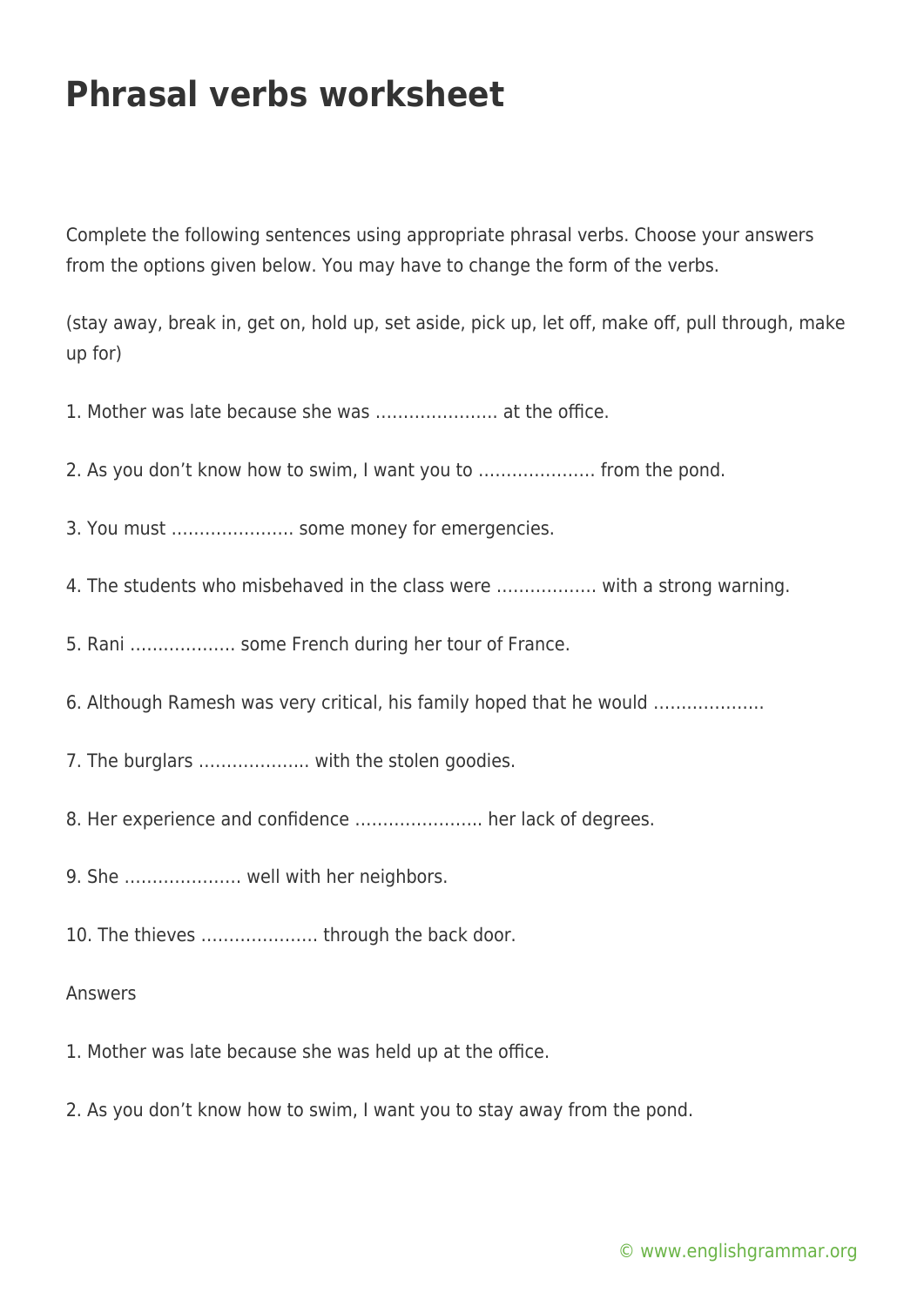# Phrasal verbs worksheet

Complete the following sentences using appropriate phrasal verbs. Choose your answers from the options given below. You may have to change the form of the verbs.

(stay away, break in, get on, hold up, set aside, pick up, let off, make off, pull through, make up for)

1. Mother was late because she was …………………. at the office.

2. As you don't know how to swim, I want you to ………………… from the pond.

3. You must …………………. some money for emergencies.

4. The students who misbehaved in the class were ……………… with a strong warning.

5. Rani ………………. some French during her tour of France.

6. Although Ramesh was very critical, his family hoped that he would ……………….

7. The burglars ………………. with the stolen goodies.

8. Her experience and confidence ………………….. her lack of degrees.

9. She ………………… well with her neighbors.

10. The thieves ………………… through the back door.

Answers

1. Mother was late because she was held up at the office.

2. As you don't know how to swim, I want you to stay away from the pond.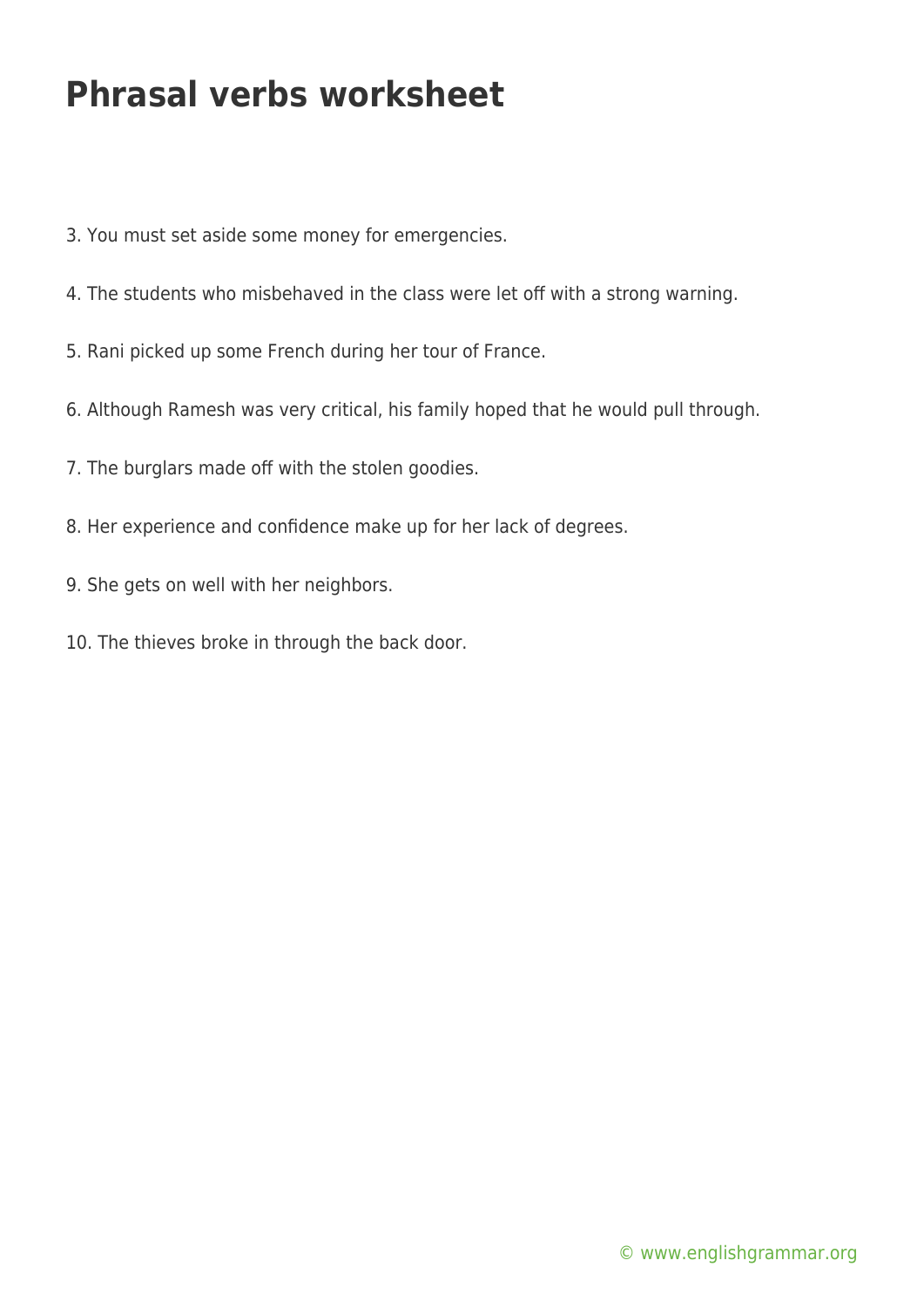3. You must set aside some money for emergencies.
4. The students who misbehaved in the class were let off with a strong warning.
5. Rani picked up some French during her tour of France.
6. Although Ramesh was very critical, his family hoped that he would pull through.
7. The burglars made off with the stolen goodies.
8. Her experience and confidence make up for her lack of degrees.
9. She gets on well with her neighbors.
10. The thieves broke in through the back door.